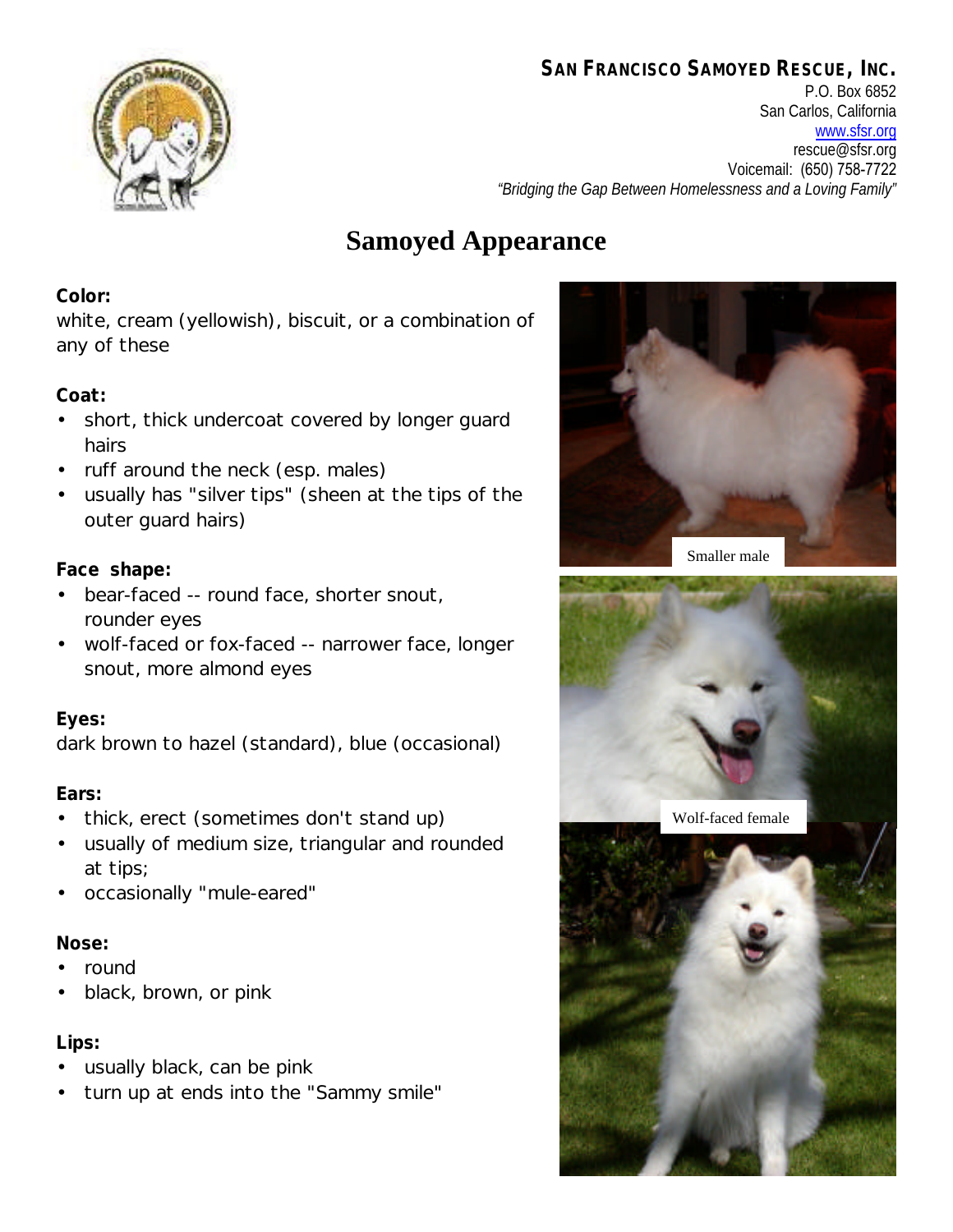**San Francisco Samoyed Rescue, Inc.**
P.O. Box 6852
San Carlos, California
www.sfsr.org
rescue@sfsr.org
Voicemail: (650) 758-7722
*"Bridging the Gap Between Homelessness and a Loving Family"*

# Samoyed Appearance

**Color:**
white, cream (yellowish), biscuit, or a combination of any of these

**Coat:**
- short, thick undercoat covered by longer guard hairs
- ruff around the neck (esp. males)
- usually has "silver tips" (sheen at the tips of the outer guard hairs)

**Face shape:**
- bear-faced -- round face, shorter snout, rounder eyes
- wolf-faced or fox-faced -- narrower face, longer snout, more almond eyes

**Eyes:**
dark brown to hazel (standard), blue (occasional)

**Ears:**
- thick, erect (sometimes don't stand up)
- usually of medium size, triangular and rounded at tips;
- occasionally "mule-eared"

**Nose:**
- round
- black, brown, or pink

**Lips:**
- usually black, can be pink
- turn up at ends into the "Sammy smile"

Smaller male

Wolf-faced female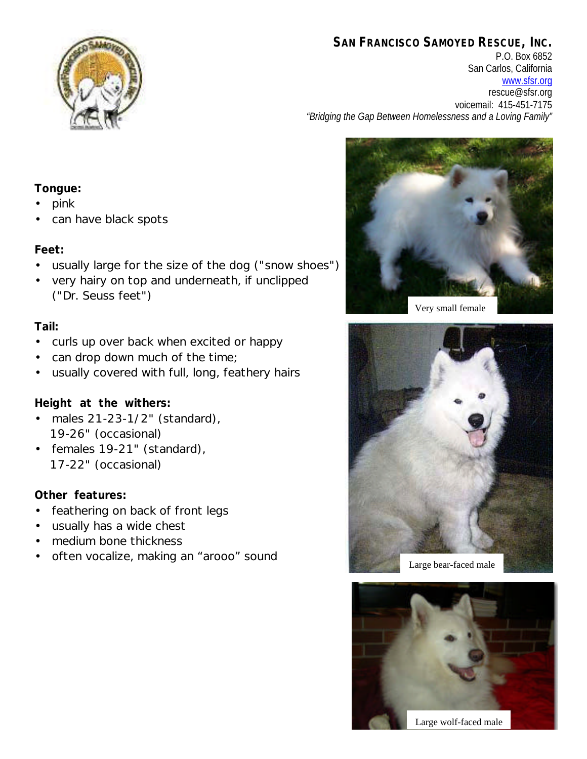**SAN FRANCISCO SAMOYED RESCUE, INC.**

P.O. Box 6852
San Carlos, California
www.sfsr.org
rescue@sfsr.org
voicemail: 415-451-7175
*"Bridging the Gap Between Homelessness and a Loving Family"*

**Tongue:**

- pink
- can have black spots

**Feet:**

- usually large for the size of the dog ("snow shoes")
- very hairy on top and underneath, if unclipped ("Dr. Seuss feet")

**Tail:**

- curls up over back when excited or happy
- can drop down much of the time;
- usually covered with full, long, feathery hairs

**Height at the withers:**

- males 21-23-1/2" (standard), 19-26" (occasional)
- females 19-21" (standard), 17-22" (occasional)

**Other features:**

- feathering on back of front legs
- usually has a wide chest
- medium bone thickness
- often vocalize, making an "arooo" sound

Very small female

Large bear-faced male

Large wolf-faced male